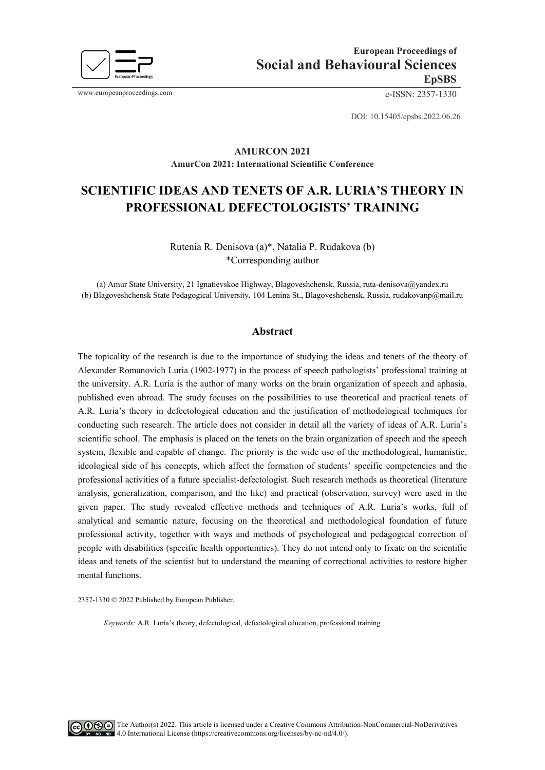European Proceedings of
Social and Behavioural Sciences
EpSBS

www.europeanproceedings.com

e-ISSN: 2357-1330

DOI: 10.15405/epsbs.2022.06.26

**AMURCON 2021**
**AmurCon 2021: International Scientific Conference**

# SCIENTIFIC IDEAS AND TENETS OF A.R. LURIA'S THEORY IN PROFESSIONAL DEFECTOLOGISTS' TRAINING

Rutenia R. Denisova (a)*, Natalia P. Rudakova (b)
*Corresponding author

(a) Amur State University, 21 Ignatievskoe Highway, Blagoveshchensk, Russia, ruta-denisova@yandex.ru
(b) Blagoveshchensk State Pedagogical University, 104 Lenina St., Blagoveshchensk, Russia, rudakovanp@mail.ru

## Abstract

The topicality of the research is due to the importance of studying the ideas and tenets of the theory of Alexander Romanovich Luria (1902-1977) in the process of speech pathologists' professional training at the university. A.R. Luria is the author of many works on the brain organization of speech and aphasia, published even abroad. The study focuses on the possibilities to use theoretical and practical tenets of A.R. Luria's theory in defectological education and the justification of methodological techniques for conducting such research. The article does not consider in detail all the variety of ideas of A.R. Luria's scientific school. The emphasis is placed on the tenets on the brain organization of speech and the speech system, flexible and capable of change. The priority is the wide use of the methodological, humanistic, ideological side of his concepts, which affect the formation of students' specific competencies and the professional activities of a future specialist-defectologist. Such research methods as theoretical (literature analysis, generalization, comparison, and the like) and practical (observation, survey) were used in the given paper. The study revealed effective methods and techniques of A.R. Luria's works, full of analytical and semantic nature, focusing on the theoretical and methodological foundation of future professional activity, together with ways and methods of psychological and pedagogical correction of people with disabilities (specific health opportunities). They do not intend only to fixate on the scientific ideas and tenets of the scientist but to understand the meaning of correctional activities to restore higher mental functions.

2357-1330 © 2022 Published by European Publisher.

*Keywords:* A.R. Luria's theory, defectological, defectological education, professional training

The Author(s) 2022. This article is licensed under a Creative Commons Attribution-NonCommercial-NoDerivatives 4.0 International License (https://creativecommons.org/licenses/by-nc-nd/4.0/).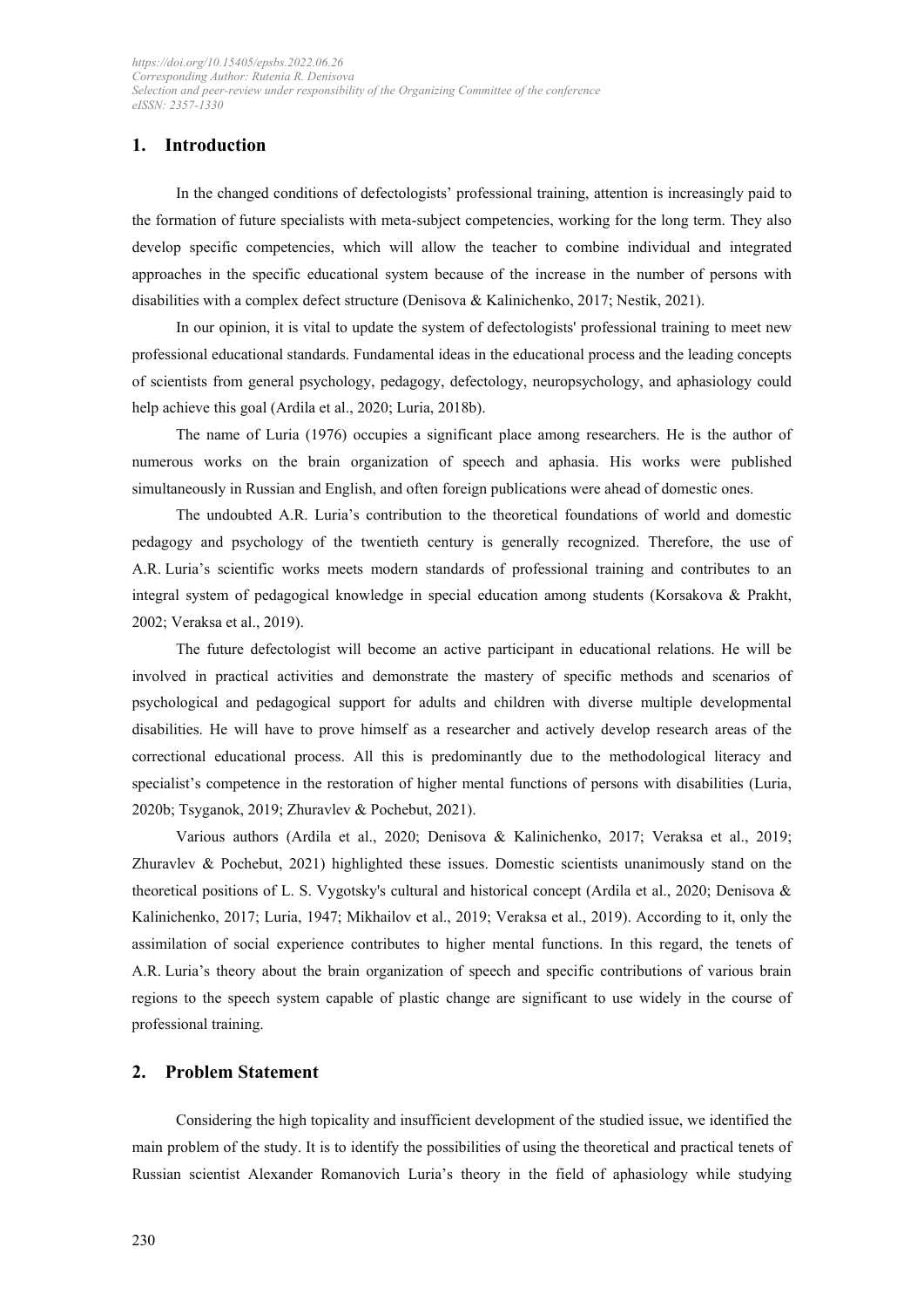## 1. Introduction

In the changed conditions of defectologists' professional training, attention is increasingly paid to the formation of future specialists with meta-subject competencies, working for the long term. They also develop specific competencies, which will allow the teacher to combine individual and integrated approaches in the specific educational system because of the increase in the number of persons with disabilities with a complex defect structure (Denisova & Kalinichenko, 2017; Nestik, 2021).

In our opinion, it is vital to update the system of defectologists' professional training to meet new professional educational standards. Fundamental ideas in the educational process and the leading concepts of scientists from general psychology, pedagogy, defectology, neuropsychology, and aphasiology could help achieve this goal (Ardila et al., 2020; Luria, 2018b).

The name of Luria (1976) occupies a significant place among researchers. He is the author of numerous works on the brain organization of speech and aphasia. His works were published simultaneously in Russian and English, and often foreign publications were ahead of domestic ones.

The undoubted A.R. Luria's contribution to the theoretical foundations of world and domestic pedagogy and psychology of the twentieth century is generally recognized. Therefore, the use of A.R. Luria's scientific works meets modern standards of professional training and contributes to an integral system of pedagogical knowledge in special education among students (Korsakova & Prakht, 2002; Veraksa et al., 2019).

The future defectologist will become an active participant in educational relations. He will be involved in practical activities and demonstrate the mastery of specific methods and scenarios of psychological and pedagogical support for adults and children with diverse multiple developmental disabilities. He will have to prove himself as a researcher and actively develop research areas of the correctional educational process. All this is predominantly due to the methodological literacy and specialist's competence in the restoration of higher mental functions of persons with disabilities (Luria, 2020b; Tsyganok, 2019; Zhuravlev & Pochebut, 2021).

Various authors (Ardila et al., 2020; Denisova & Kalinichenko, 2017; Veraksa et al., 2019; Zhuravlev & Pochebut, 2021) highlighted these issues. Domestic scientists unanimously stand on the theoretical positions of L. S. Vygotsky's cultural and historical concept (Ardila et al., 2020; Denisova & Kalinichenko, 2017; Luria, 1947; Mikhailov et al., 2019; Veraksa et al., 2019). According to it, only the assimilation of social experience contributes to higher mental functions. In this regard, the tenets of A.R. Luria's theory about the brain organization of speech and specific contributions of various brain regions to the speech system capable of plastic change are significant to use widely in the course of professional training.

## 2. Problem Statement

Considering the high topicality and insufficient development of the studied issue, we identified the main problem of the study. It is to identify the possibilities of using the theoretical and practical tenets of Russian scientist Alexander Romanovich Luria's theory in the field of aphasiology while studying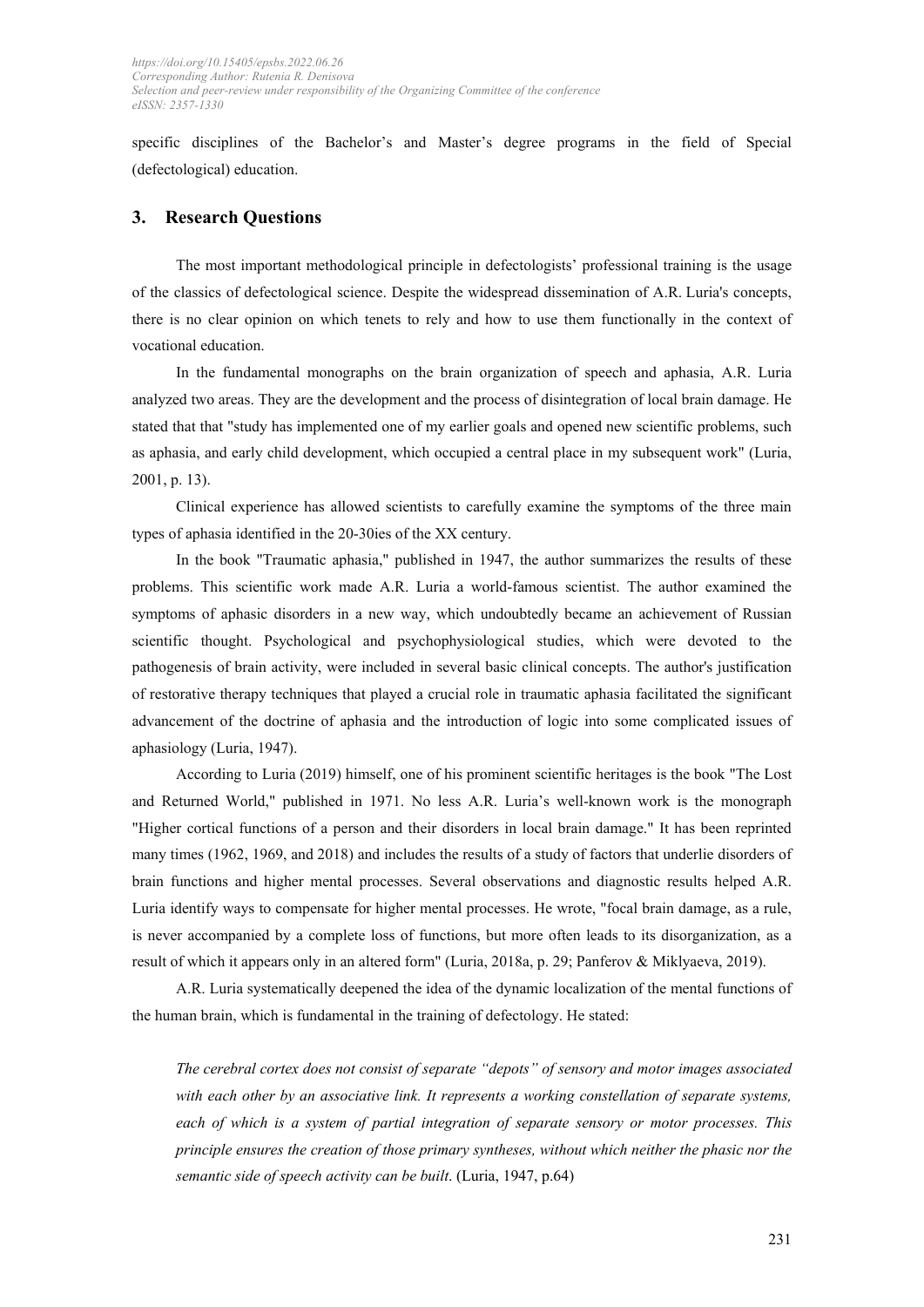specific disciplines of the Bachelor's and Master's degree programs in the field of Special (defectological) education.

## 3. Research Questions

The most important methodological principle in defectologists' professional training is the usage of the classics of defectological science. Despite the widespread dissemination of A.R. Luria's concepts, there is no clear opinion on which tenets to rely and how to use them functionally in the context of vocational education.

In the fundamental monographs on the brain organization of speech and aphasia, A.R. Luria analyzed two areas. They are the development and the process of disintegration of local brain damage. He stated that that "study has implemented one of my earlier goals and opened new scientific problems, such as aphasia, and early child development, which occupied a central place in my subsequent work" (Luria, 2001, p. 13).

Clinical experience has allowed scientists to carefully examine the symptoms of the three main types of aphasia identified in the 20-30ies of the XX century.

In the book "Traumatic aphasia," published in 1947, the author summarizes the results of these problems. This scientific work made A.R. Luria a world-famous scientist. The author examined the symptoms of aphasic disorders in a new way, which undoubtedly became an achievement of Russian scientific thought. Psychological and psychophysiological studies, which were devoted to the pathogenesis of brain activity, were included in several basic clinical concepts. The author's justification of restorative therapy techniques that played a crucial role in traumatic aphasia facilitated the significant advancement of the doctrine of aphasia and the introduction of logic into some complicated issues of aphasiology (Luria, 1947).

According to Luria (2019) himself, one of his prominent scientific heritages is the book "The Lost and Returned World," published in 1971. No less A.R. Luria's well-known work is the monograph "Higher cortical functions of a person and their disorders in local brain damage." It has been reprinted many times (1962, 1969, and 2018) and includes the results of a study of factors that underlie disorders of brain functions and higher mental processes. Several observations and diagnostic results helped A.R. Luria identify ways to compensate for higher mental processes. He wrote, "focal brain damage, as a rule, is never accompanied by a complete loss of functions, but more often leads to its disorganization, as a result of which it appears only in an altered form" (Luria, 2018a, p. 29; Panferov & Miklyaeva, 2019).

A.R. Luria systematically deepened the idea of the dynamic localization of the mental functions of the human brain, which is fundamental in the training of defectology. He stated:

> *The cerebral cortex does not consist of separate "depots" of sensory and motor images associated with each other by an associative link. It represents a working constellation of separate systems, each of which is a system of partial integration of separate sensory or motor processes. This principle ensures the creation of those primary syntheses, without which neither the phasic nor the semantic side of speech activity can be built*. (Luria, 1947, p.64)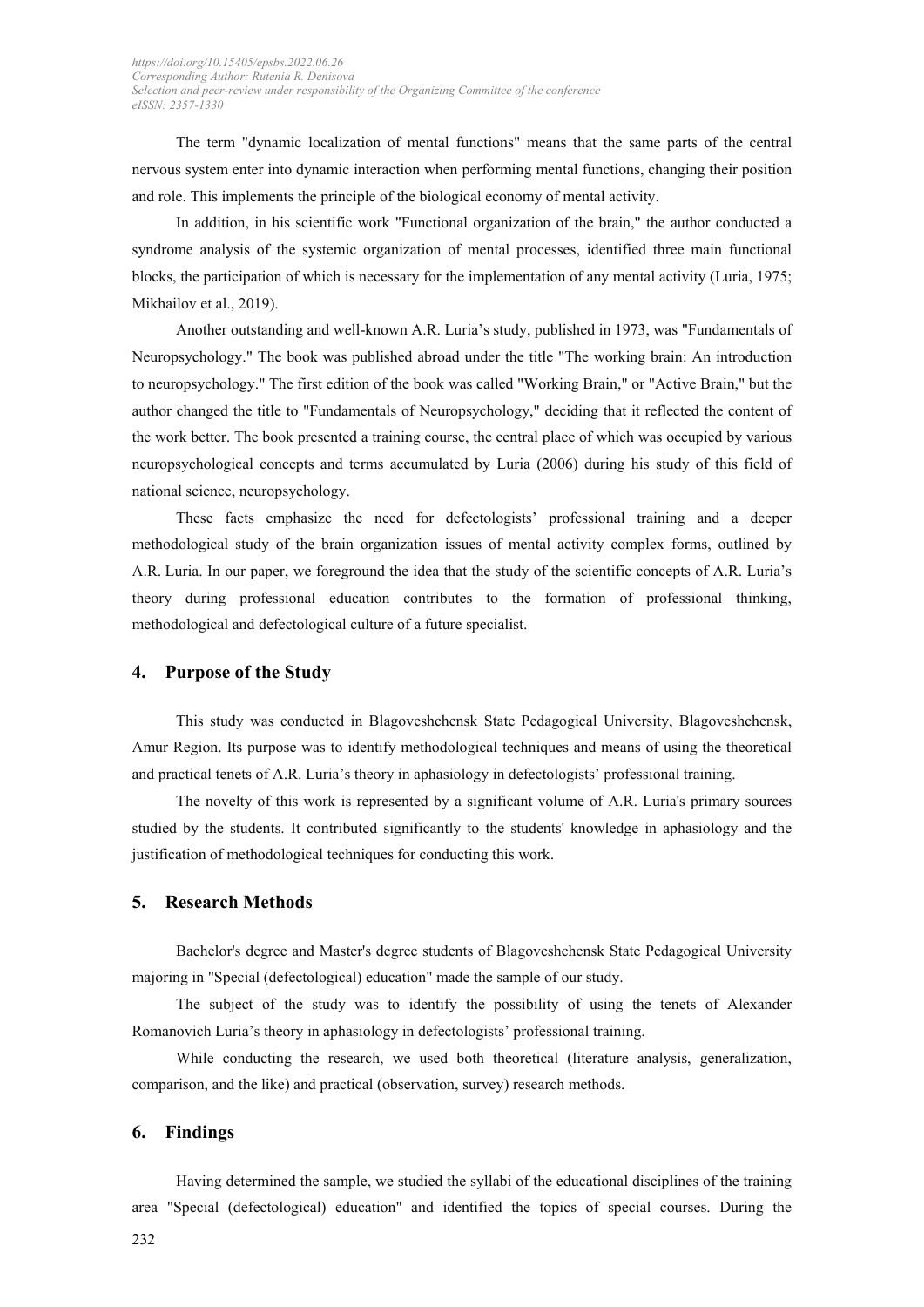The term "dynamic localization of mental functions" means that the same parts of the central nervous system enter into dynamic interaction when performing mental functions, changing their position and role. This implements the principle of the biological economy of mental activity.

In addition, in his scientific work "Functional organization of the brain," the author conducted a syndrome analysis of the systemic organization of mental processes, identified three main functional blocks, the participation of which is necessary for the implementation of any mental activity (Luria, 1975; Mikhailov et al., 2019).

Another outstanding and well-known A.R. Luria's study, published in 1973, was "Fundamentals of Neuropsychology." The book was published abroad under the title "The working brain: An introduction to neuropsychology." The first edition of the book was called "Working Brain," or "Active Brain," but the author changed the title to "Fundamentals of Neuropsychology," deciding that it reflected the content of the work better. The book presented a training course, the central place of which was occupied by various neuropsychological concepts and terms accumulated by Luria (2006) during his study of this field of national science, neuropsychology.

These facts emphasize the need for defectologists' professional training and a deeper methodological study of the brain organization issues of mental activity complex forms, outlined by A.R. Luria. In our paper, we foreground the idea that the study of the scientific concepts of A.R. Luria's theory during professional education contributes to the formation of professional thinking, methodological and defectological culture of a future specialist.

## 4. Purpose of the Study

This study was conducted in Blagoveshchensk State Pedagogical University, Blagoveshchensk, Amur Region. Its purpose was to identify methodological techniques and means of using the theoretical and practical tenets of A.R. Luria's theory in aphasiology in defectologists' professional training.

The novelty of this work is represented by a significant volume of A.R. Luria's primary sources studied by the students. It contributed significantly to the students' knowledge in aphasiology and the justification of methodological techniques for conducting this work.

## 5. Research Methods

Bachelor's degree and Master's degree students of Blagoveshchensk State Pedagogical University majoring in "Special (defectological) education" made the sample of our study.

The subject of the study was to identify the possibility of using the tenets of Alexander Romanovich Luria's theory in aphasiology in defectologists' professional training.

While conducting the research, we used both theoretical (literature analysis, generalization, comparison, and the like) and practical (observation, survey) research methods.

## 6. Findings

Having determined the sample, we studied the syllabi of the educational disciplines of the training area "Special (defectological) education" and identified the topics of special courses. During the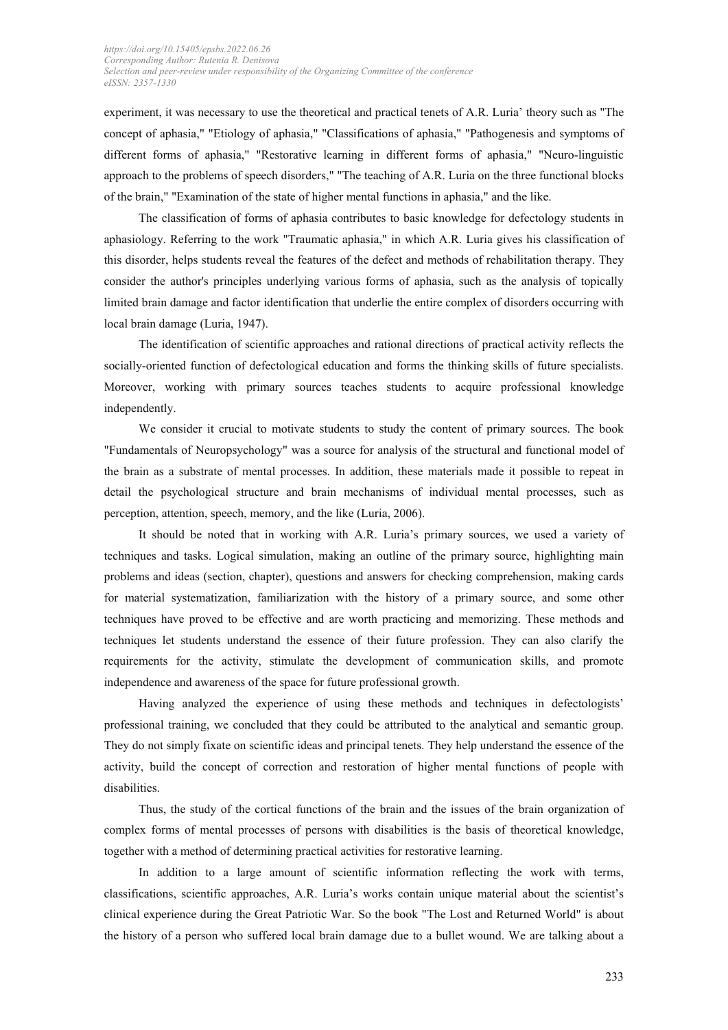experiment, it was necessary to use the theoretical and practical tenets of A.R. Luria' theory such as "The concept of aphasia," "Etiology of aphasia," "Classifications of aphasia," "Pathogenesis and symptoms of different forms of aphasia," "Restorative learning in different forms of aphasia," "Neuro-linguistic approach to the problems of speech disorders," "The teaching of A.R. Luria on the three functional blocks of the brain," "Examination of the state of higher mental functions in aphasia," and the like.

The classification of forms of aphasia contributes to basic knowledge for defectology students in aphasiology. Referring to the work "Traumatic aphasia," in which A.R. Luria gives his classification of this disorder, helps students reveal the features of the defect and methods of rehabilitation therapy. They consider the author's principles underlying various forms of aphasia, such as the analysis of topically limited brain damage and factor identification that underlie the entire complex of disorders occurring with local brain damage (Luria, 1947).

The identification of scientific approaches and rational directions of practical activity reflects the socially-oriented function of defectological education and forms the thinking skills of future specialists. Moreover, working with primary sources teaches students to acquire professional knowledge independently.

We consider it crucial to motivate students to study the content of primary sources. The book "Fundamentals of Neuropsychology" was a source for analysis of the structural and functional model of the brain as a substrate of mental processes. In addition, these materials made it possible to repeat in detail the psychological structure and brain mechanisms of individual mental processes, such as perception, attention, speech, memory, and the like (Luria, 2006).

It should be noted that in working with A.R. Luria's primary sources, we used a variety of techniques and tasks. Logical simulation, making an outline of the primary source, highlighting main problems and ideas (section, chapter), questions and answers for checking comprehension, making cards for material systematization, familiarization with the history of a primary source, and some other techniques have proved to be effective and are worth practicing and memorizing. These methods and techniques let students understand the essence of their future profession. They can also clarify the requirements for the activity, stimulate the development of communication skills, and promote independence and awareness of the space for future professional growth.

Having analyzed the experience of using these methods and techniques in defectologists' professional training, we concluded that they could be attributed to the analytical and semantic group. They do not simply fixate on scientific ideas and principal tenets. They help understand the essence of the activity, build the concept of correction and restoration of higher mental functions of people with disabilities.

Thus, the study of the cortical functions of the brain and the issues of the brain organization of complex forms of mental processes of persons with disabilities is the basis of theoretical knowledge, together with a method of determining practical activities for restorative learning.

In addition to a large amount of scientific information reflecting the work with terms, classifications, scientific approaches, A.R. Luria's works contain unique material about the scientist's clinical experience during the Great Patriotic War. So the book "The Lost and Returned World" is about the history of a person who suffered local brain damage due to a bullet wound. We are talking about a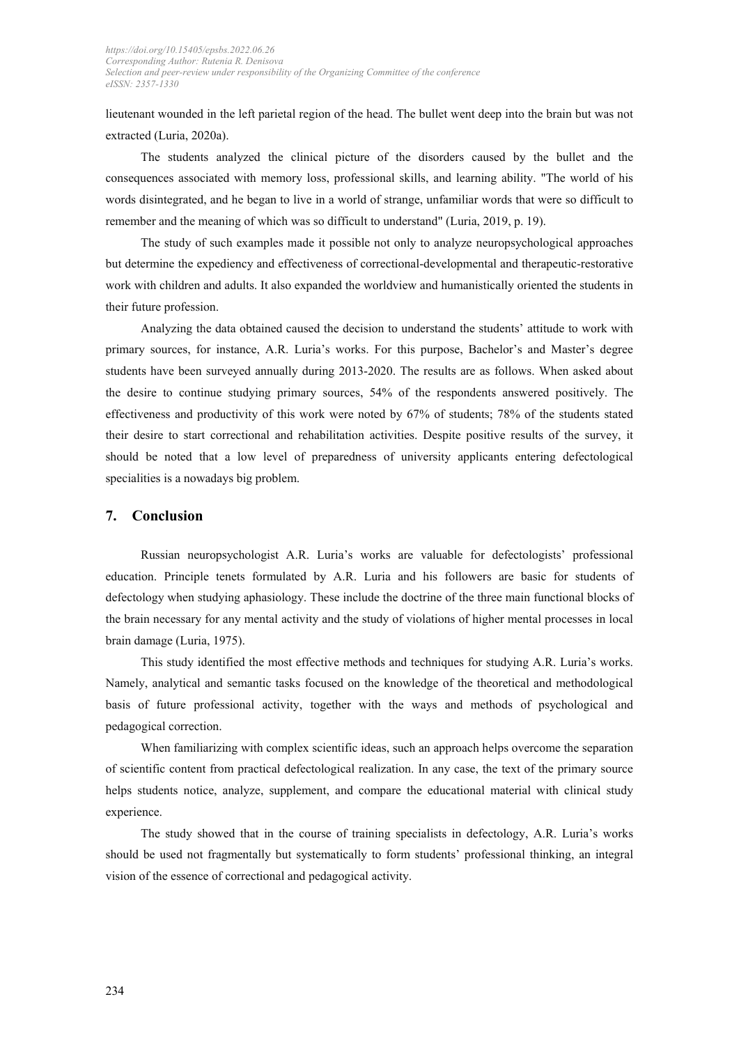lieutenant wounded in the left parietal region of the head. The bullet went deep into the brain but was not extracted (Luria, 2020a).

The students analyzed the clinical picture of the disorders caused by the bullet and the consequences associated with memory loss, professional skills, and learning ability. "The world of his words disintegrated, and he began to live in a world of strange, unfamiliar words that were so difficult to remember and the meaning of which was so difficult to understand" (Luria, 2019, p. 19).

The study of such examples made it possible not only to analyze neuropsychological approaches but determine the expediency and effectiveness of correctional-developmental and therapeutic-restorative work with children and adults. It also expanded the worldview and humanistically oriented the students in their future profession.

Analyzing the data obtained caused the decision to understand the students' attitude to work with primary sources, for instance, A.R. Luria's works. For this purpose, Bachelor's and Master's degree students have been surveyed annually during 2013-2020. The results are as follows. When asked about the desire to continue studying primary sources, 54% of the respondents answered positively. The effectiveness and productivity of this work were noted by 67% of students; 78% of the students stated their desire to start correctional and rehabilitation activities. Despite positive results of the survey, it should be noted that a low level of preparedness of university applicants entering defectological specialities is a nowadays big problem.

## 7. Conclusion

Russian neuropsychologist A.R. Luria's works are valuable for defectologists' professional education. Principle tenets formulated by A.R. Luria and his followers are basic for students of defectology when studying aphasiology. These include the doctrine of the three main functional blocks of the brain necessary for any mental activity and the study of violations of higher mental processes in local brain damage (Luria, 1975).

This study identified the most effective methods and techniques for studying A.R. Luria's works. Namely, analytical and semantic tasks focused on the knowledge of the theoretical and methodological basis of future professional activity, together with the ways and methods of psychological and pedagogical correction.

When familiarizing with complex scientific ideas, such an approach helps overcome the separation of scientific content from practical defectological realization. In any case, the text of the primary source helps students notice, analyze, supplement, and compare the educational material with clinical study experience.

The study showed that in the course of training specialists in defectology, A.R. Luria's works should be used not fragmentally but systematically to form students' professional thinking, an integral vision of the essence of correctional and pedagogical activity.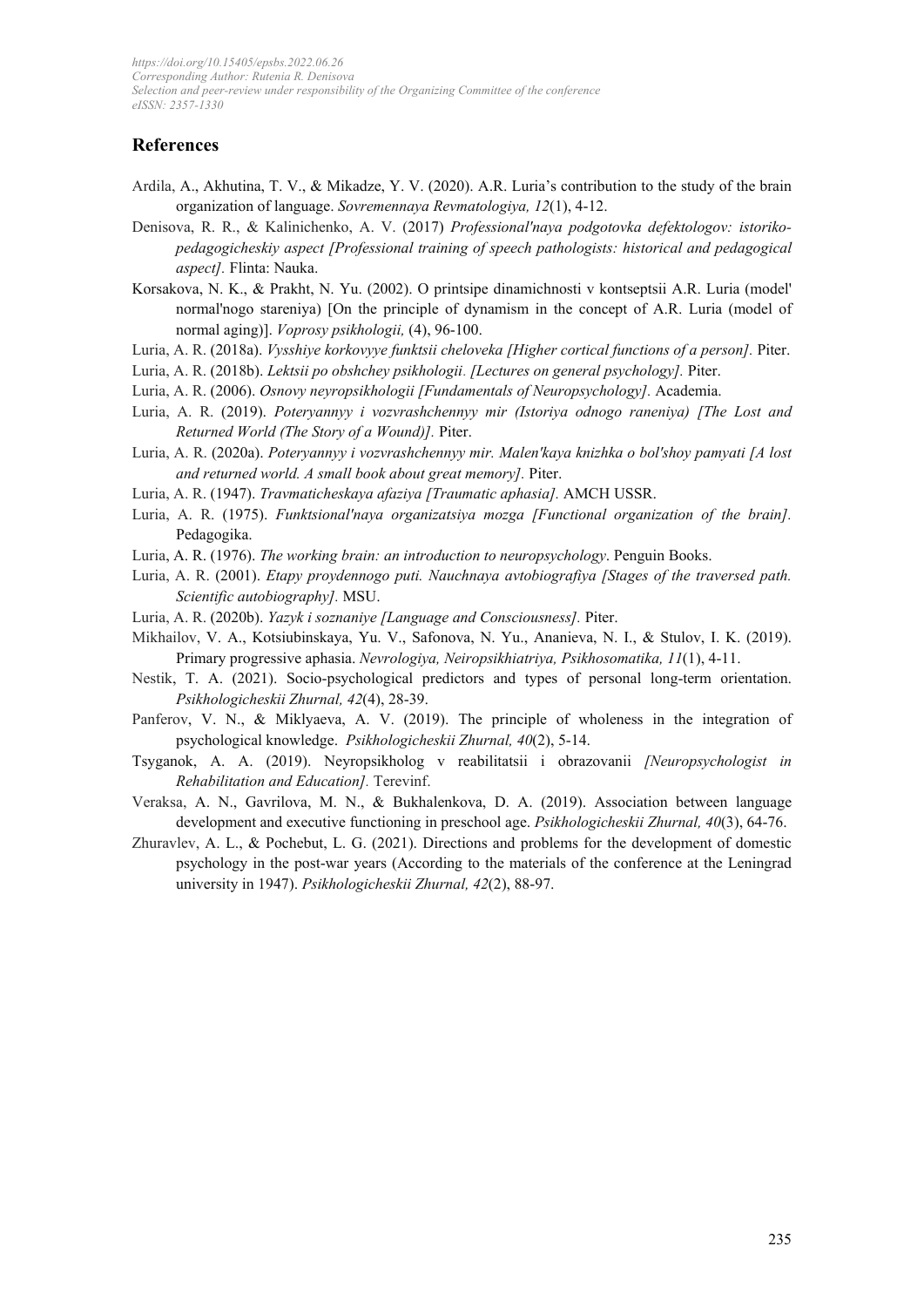## References

Ardila, A., Akhutina, T. V., & Mikadze, Y. V. (2020). A.R. Luria's contribution to the study of the brain organization of language. *Sovremennaya Revmatologiya, 12*(1), 4-12.

Denisova, R. R., & Kalinichenko, A. V. (2017) *Professional'naya podgotovka defektologov: istoriko-pedagogicheskiy aspect [Professional training of speech pathologists: historical and pedagogical aspect].* Flinta: Nauka.

Korsakova, N. K., & Prakht, N. Yu. (2002). O printsipe dinamichnosti v kontseptsii A.R. Luria (model' normal'nogo stareniya) [On the principle of dynamism in the concept of A.R. Luria (model of normal aging)]. *Voprosy psikhologii,* (4), 96-100.

Luria, A. R. (2018a). *Vysshiye korkovyye funktsii cheloveka [Higher cortical functions of a person].* Piter.

Luria, A. R. (2018b). *Lektsii po obshchey psikhologii. [Lectures on general psychology].* Piter.

Luria, A. R. (2006). *Osnovy neyropsikhologii [Fundamentals of Neuropsychology]*. Academia.

Luria, A. R. (2019). *Poteryannyy i vozvrashchennyy mir (Istoriya odnogo raneniya) [The Lost and Returned World (The Story of a Wound)].* Piter.

Luria, A. R. (2020a). *Poteryannyy i vozvrashchennyy mir. Malen'kaya knizhka o bol'shoy pamyati [A lost and returned world. A small book about great memory].* Piter.

Luria, A. R. (1947). *Travmaticheskaya afaziya [Traumatic aphasia].* AMCH USSR.

Luria, A. R. (1975). *Funktsional'naya organizatsiya mozga [Functional organization of the brain].* Pedagogika.

Luria, A. R. (1976). *The working brain: an introduction to neuropsychology*. Penguin Books.

Luria, A. R. (2001). *Etapy proydennogo puti. Nauchnaya avtobiografiya [Stages of the traversed path. Scientific autobiography].* MSU.

Luria, A. R. (2020b). *Yazyk i soznaniye [Language and Consciousness].* Piter.

Mikhailov, V. A., Kotsiubinskaya, Yu. V., Safonova, N. Yu., Ananieva, N. I., & Stulov, I. K. (2019). Primary progressive aphasia. *Nevrologiya, Neiropsikhiatriya, Psikhosomatika, 11*(1), 4-11.

Nestik, T. A. (2021). Socio-psychological predictors and types of personal long-term orientation. *Psikhologicheskii Zhurnal, 42*(4), 28-39.

Panferov, V. N., & Miklyaeva, A. V. (2019). The principle of wholeness in the integration of psychological knowledge. *Psikhologicheskii Zhurnal, 40*(2), 5-14.

Tsyganok, A. A. (2019). Neyropsikholog v reabilitatsii i obrazovanii *[Neuropsychologist in Rehabilitation and Education].* Terevinf.

Veraksa, A. N., Gavrilova, M. N., & Bukhalenkova, D. A. (2019). Association between language development and executive functioning in preschool age. *Psikhologicheskii Zhurnal, 40*(3), 64-76.

Zhuravlev, A. L., & Pochebut, L. G. (2021). Directions and problems for the development of domestic psychology in the post-war years (According to the materials of the conference at the Leningrad university in 1947). *Psikhologicheskii Zhurnal, 42*(2), 88-97.